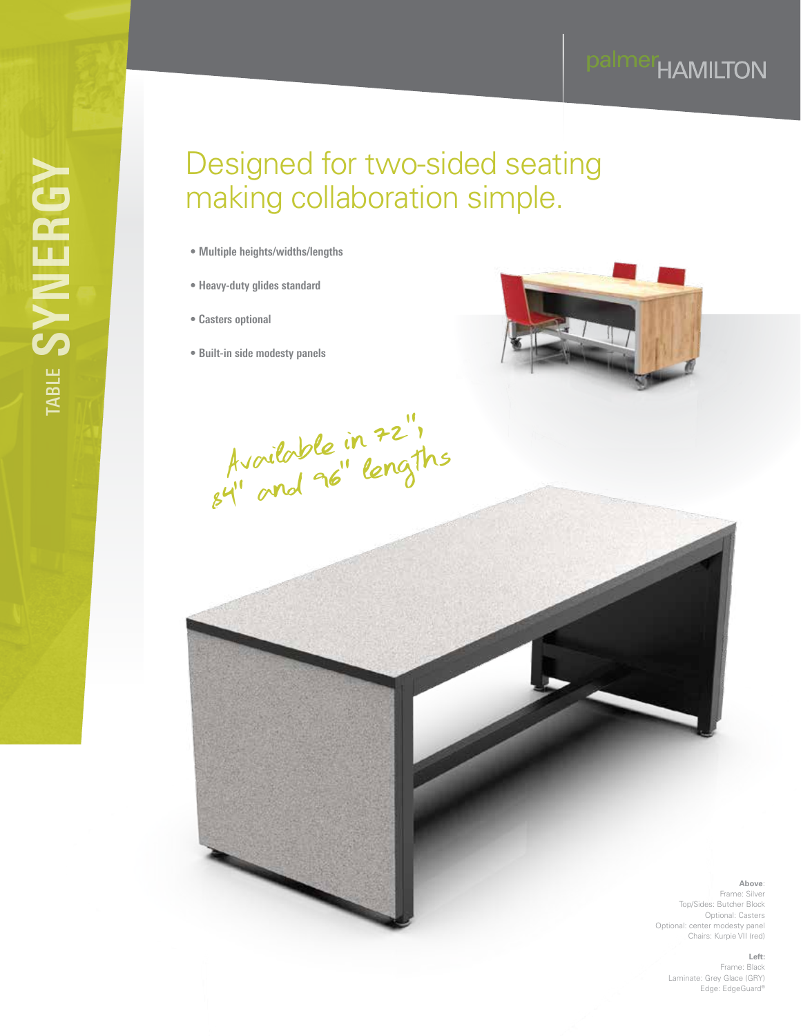palmerHAMILTON

TABLE **SYNERGY**

# Designed for two-sided seating making collaboration simple.

- **Multiple heights/widths/lengths**
- **Heavy-duty glides standard**
- **Casters optional**
- **Built-in side modesty panels**

*Available in 72", 84" and 96" lengths*

**Above**:
Frame: Silver
Top/Sides: Butcher Block
Optional: Casters
Optional: center modesty panel
Chairs: Kurpie VII (red)

**Left:**
Frame: Black
Laminate: Grey Glace (GRY)
Edge: EdgeGuard®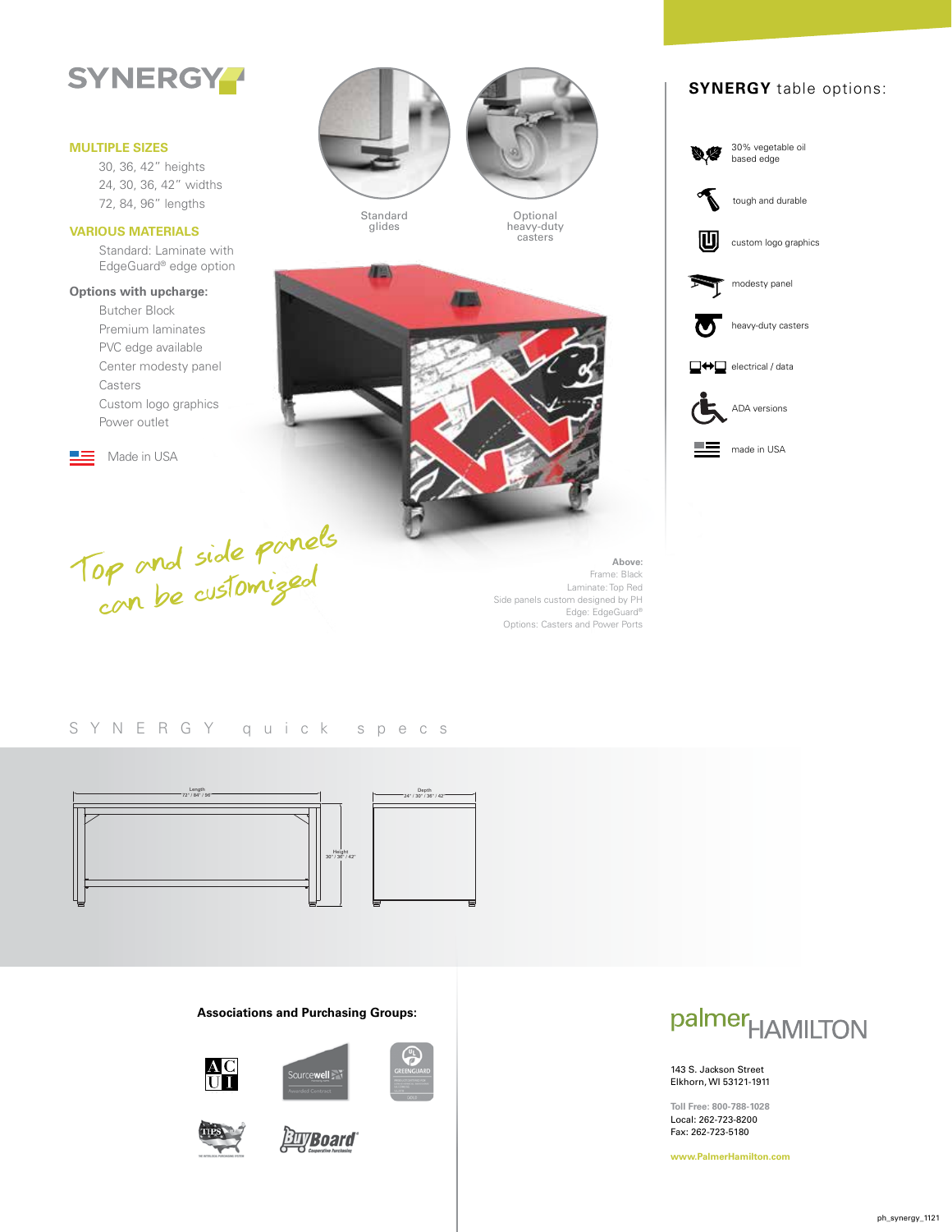# SYNERGY

## MULTIPLE SIZES

30, 36, 42" heights
24, 30, 36, 42" widths
72, 84, 96" lengths

## VARIOUS MATERIALS

Standard: Laminate with EdgeGuard® edge option

**Options with upcharge:**

- Butcher Block
- Premium laminates
- PVC edge available
- Center modesty panel
- Casters
- Custom logo graphics
- Power outlet

Made in USA

Standard glides

Optional heavy-duty casters

*Top and side panels can be customized*

**Above:**
Frame: Black
Laminate: Top Red
Side panels custom designed by PH
Edge: EdgeGuard®
Options: Casters and Power Ports

## SYNERGY table options:

- 30% vegetable oil based edge
- tough and durable
- custom logo graphics
- modesty panel
- heavy-duty casters
- electrical / data
- ADA versions
- made in USA

## SYNERGY quick specs

Length
72" / 84" / 96"

Height
30" / 36" / 42"

Depth
24" / 30" / 36" / 42"

**Associations and Purchasing Groups:**

palmerHAMILTON

143 S. Jackson Street
Elkhorn, WI 53121-1911

Toll Free: 800-788-1028
Local: 262-723-8200
Fax: 262-723-5180

www.PalmerHamilton.com

ph_synergy_1121